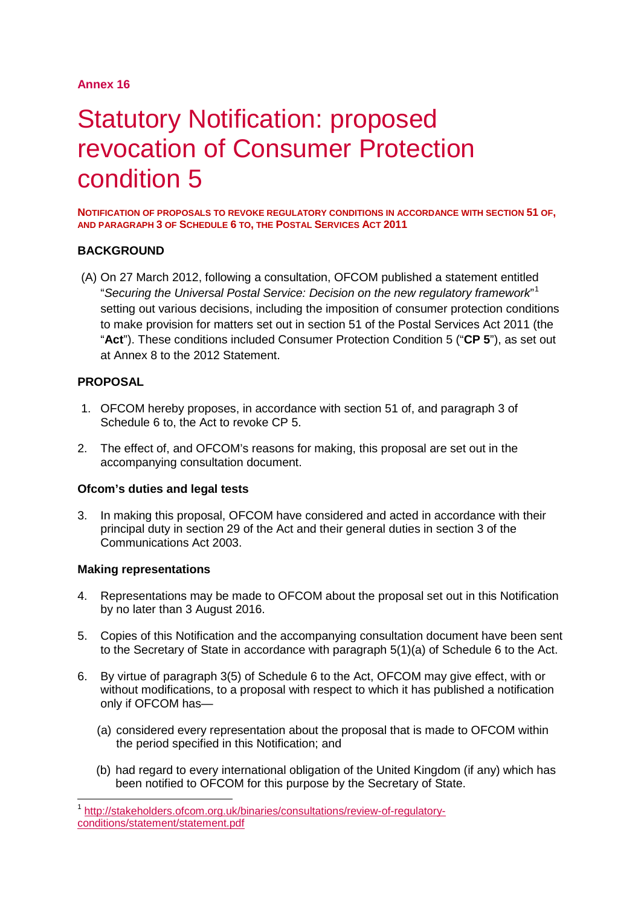**Annex 16**

# Statutory Notification: proposed revocation of Consumer Protection condition 5

**NOTIFICATION OF PROPOSALS TO REVOKE REGULATORY CONDITIONS IN ACCORDANCE WITH SECTION 51 OF, AND PARAGRAPH 3 OF SCHEDULE 6 TO, THE POSTAL SERVICES ACT 2011**

## BACKGROUND

(A) On 27 March 2012, following a consultation, OFCOM published a statement entitled "*Securing the Universal Postal Service: Decision on the new regulatory framework*"[1] setting out various decisions, including the imposition of consumer protection conditions to make provision for matters set out in section 51 of the Postal Services Act 2011 (the "**Act**"). These conditions included Consumer Protection Condition 5 ("**CP 5**"), as set out at Annex 8 to the 2012 Statement.

## PROPOSAL

1. OFCOM hereby proposes, in accordance with section 51 of, and paragraph 3 of Schedule 6 to, the Act to revoke CP 5.

2. The effect of, and OFCOM's reasons for making, this proposal are set out in the accompanying consultation document.

### Ofcom's duties and legal tests

3. In making this proposal, OFCOM have considered and acted in accordance with their principal duty in section 29 of the Act and their general duties in section 3 of the Communications Act 2003.

### Making representations

4. Representations may be made to OFCOM about the proposal set out in this Notification by no later than 3 August 2016.

5. Copies of this Notification and the accompanying consultation document have been sent to the Secretary of State in accordance with paragraph 5(1)(a) of Schedule 6 to the Act.

6. By virtue of paragraph 3(5) of Schedule 6 to the Act, OFCOM may give effect, with or without modifications, to a proposal with respect to which it has published a notification only if OFCOM has—

   (a) considered every representation about the proposal that is made to OFCOM within the period specified in this Notification; and

   (b) had regard to every international obligation of the United Kingdom (if any) which has been notified to OFCOM for this purpose by the Secretary of State.

---

[1] http://stakeholders.ofcom.org.uk/binaries/consultations/review-of-regulatory-conditions/statement/statement.pdf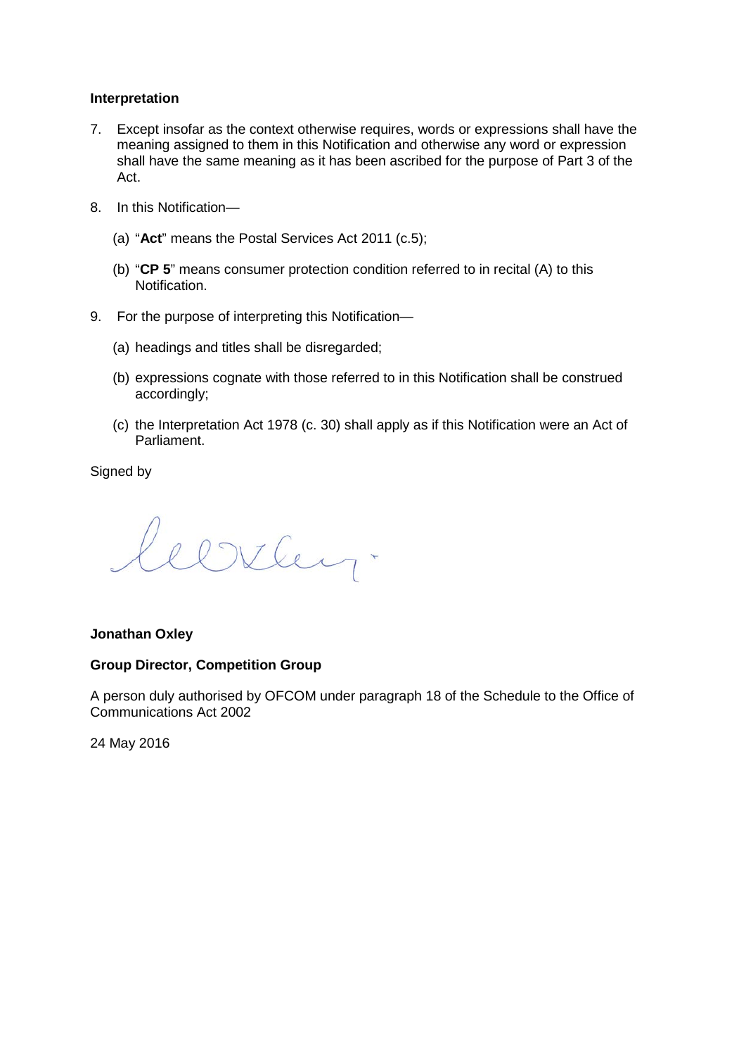**Interpretation**

7. Except insofar as the context otherwise requires, words or expressions shall have the meaning assigned to them in this Notification and otherwise any word or expression shall have the same meaning as it has been ascribed for the purpose of Part 3 of the Act.

8. In this Notification—

   (a) "**Act**" means the Postal Services Act 2011 (c.5);

   (b) "**CP 5**" means consumer protection condition referred to in recital (A) to this Notification.

9. For the purpose of interpreting this Notification—

   (a) headings and titles shall be disregarded;

   (b) expressions cognate with those referred to in this Notification shall be construed accordingly;

   (c) the Interpretation Act 1978 (c. 30) shall apply as if this Notification were an Act of Parliament.

Signed by

**Jonathan Oxley**

**Group Director, Competition Group**

A person duly authorised by OFCOM under paragraph 18 of the Schedule to the Office of Communications Act 2002

24 May 2016